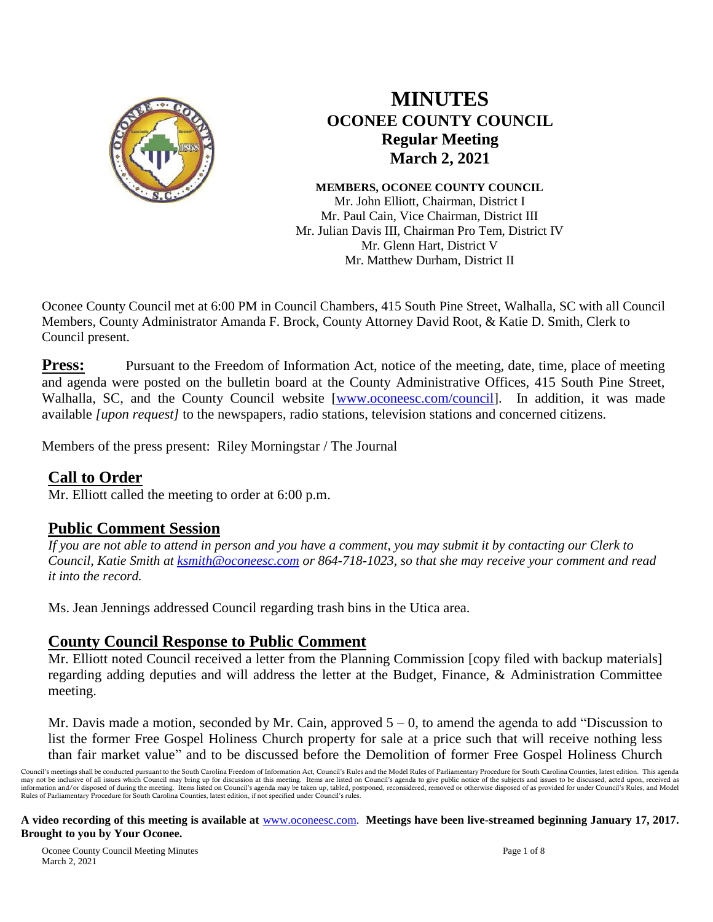# MINUTES
## OCONEE COUNTY COUNCIL
### Regular Meeting
### March 2, 2021

**MEMBERS, OCONEE COUNTY COUNCIL**
Mr. John Elliott, Chairman, District I
Mr. Paul Cain, Vice Chairman, District III
Mr. Julian Davis III, Chairman Pro Tem, District IV
Mr. Glenn Hart, District V
Mr. Matthew Durham, District II

Oconee County Council met at 6:00 PM in Council Chambers, 415 South Pine Street, Walhalla, SC with all Council Members, County Administrator Amanda F. Brock, County Attorney David Root, & Katie D. Smith, Clerk to Council present.

**Press:** Pursuant to the Freedom of Information Act, notice of the meeting, date, time, place of meeting and agenda were posted on the bulletin board at the County Administrative Offices, 415 South Pine Street, Walhalla, SC, and the County Council website [www.oconeesc.com/council]. In addition, it was made available *[upon request]* to the newspapers, radio stations, television stations and concerned citizens.

Members of the press present: Riley Morningstar / The Journal

## Call to Order

Mr. Elliott called the meeting to order at 6:00 p.m.

## Public Comment Session

*If you are not able to attend in person and you have a comment, you may submit it by contacting our Clerk to Council, Katie Smith at ksmith@oconeesc.com or 864-718-1023, so that she may receive your comment and read it into the record.*

Ms. Jean Jennings addressed Council regarding trash bins in the Utica area.

## County Council Response to Public Comment

Mr. Elliott noted Council received a letter from the Planning Commission [copy filed with backup materials] regarding adding deputies and will address the letter at the Budget, Finance, & Administration Committee meeting.

Mr. Davis made a motion, seconded by Mr. Cain, approved 5 – 0, to amend the agenda to add "Discussion to list the former Free Gospel Holiness Church property for sale at a price such that will receive nothing less than fair market value" and to be discussed before the Demolition of former Free Gospel Holiness Church

Council's meetings shall be conducted pursuant to the South Carolina Freedom of Information Act, Council's Rules and the Model Rules of Parliamentary Procedure for South Carolina Counties, latest edition. This agenda may not be inclusive of all issues which Council may bring up for discussion at this meeting. Items are listed on Council's agenda to give public notice of the subjects and issues to be discussed, acted upon, received as information and/or disposed of during the meeting. Items listed on Council's agenda may be taken up, tabled, postponed, reconsidered, removed or otherwise disposed of as provided for under Council's Rules, and Model Rules of Parliamentary Procedure for South Carolina Counties, latest edition, if not specified under Council's rules.

**A video recording of this meeting is available at** www.oconeesc.com. **Meetings have been live-streamed beginning January 17, 2017. Brought to you by Your Oconee.**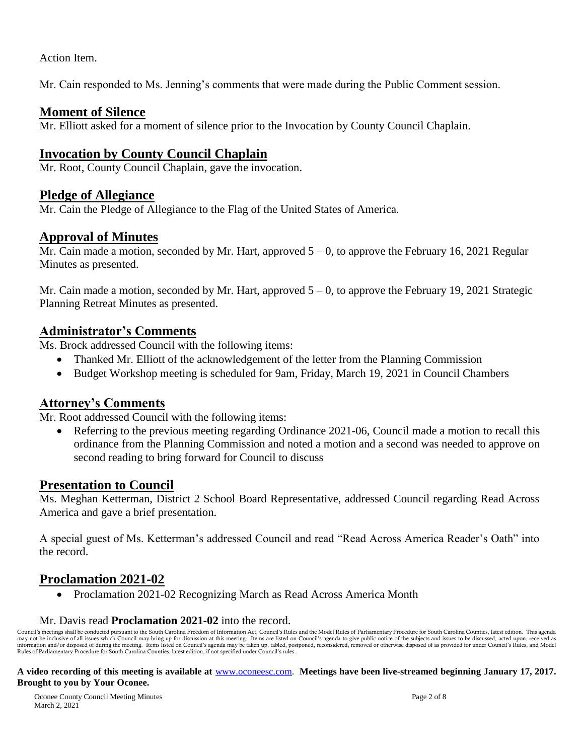Action Item.

Mr. Cain responded to Ms. Jenning's comments that were made during the Public Comment session.

## Moment of Silence

Mr. Elliott asked for a moment of silence prior to the Invocation by County Council Chaplain.

## Invocation by County Council Chaplain

Mr. Root, County Council Chaplain, gave the invocation.

## Pledge of Allegiance

Mr. Cain the Pledge of Allegiance to the Flag of the United States of America.

## Approval of Minutes

Mr. Cain made a motion, seconded by Mr. Hart, approved 5 – 0, to approve the February 16, 2021 Regular Minutes as presented.

Mr. Cain made a motion, seconded by Mr. Hart, approved 5 – 0, to approve the February 19, 2021 Strategic Planning Retreat Minutes as presented.

## Administrator's Comments

Ms. Brock addressed Council with the following items:

- Thanked Mr. Elliott of the acknowledgement of the letter from the Planning Commission
- Budget Workshop meeting is scheduled for 9am, Friday, March 19, 2021 in Council Chambers

## Attorney's Comments

Mr. Root addressed Council with the following items:

- Referring to the previous meeting regarding Ordinance 2021-06, Council made a motion to recall this ordinance from the Planning Commission and noted a motion and a second was needed to approve on second reading to bring forward for Council to discuss

## Presentation to Council

Ms. Meghan Ketterman, District 2 School Board Representative, addressed Council regarding Read Across America and gave a brief presentation.

A special guest of Ms. Ketterman's addressed Council and read "Read Across America Reader's Oath" into the record.

## Proclamation 2021-02

- Proclamation 2021-02 Recognizing March as Read Across America Month

Mr. Davis read **Proclamation 2021-02** into the record.

Council's meetings shall be conducted pursuant to the South Carolina Freedom of Information Act, Council's Rules and the Model Rules of Parliamentary Procedure for South Carolina Counties, latest edition. This agenda may not be inclusive of all issues which Council may bring up for discussion at this meeting. Items are listed on Council's agenda to give public notice of the subjects and issues to be discussed, acted upon, received as information and/or disposed of during the meeting. Items listed on Council's agenda may be taken up, tabled, postponed, reconsidered, removed or otherwise disposed of as provided for under Council's Rules, and Model Rules of Parliamentary Procedure for South Carolina Counties, latest edition, if not specified under Council's rules.

**A video recording of this meeting is available at** www.oconeesc.com. **Meetings have been live-streamed beginning January 17, 2017. Brought to you by Your Oconee.**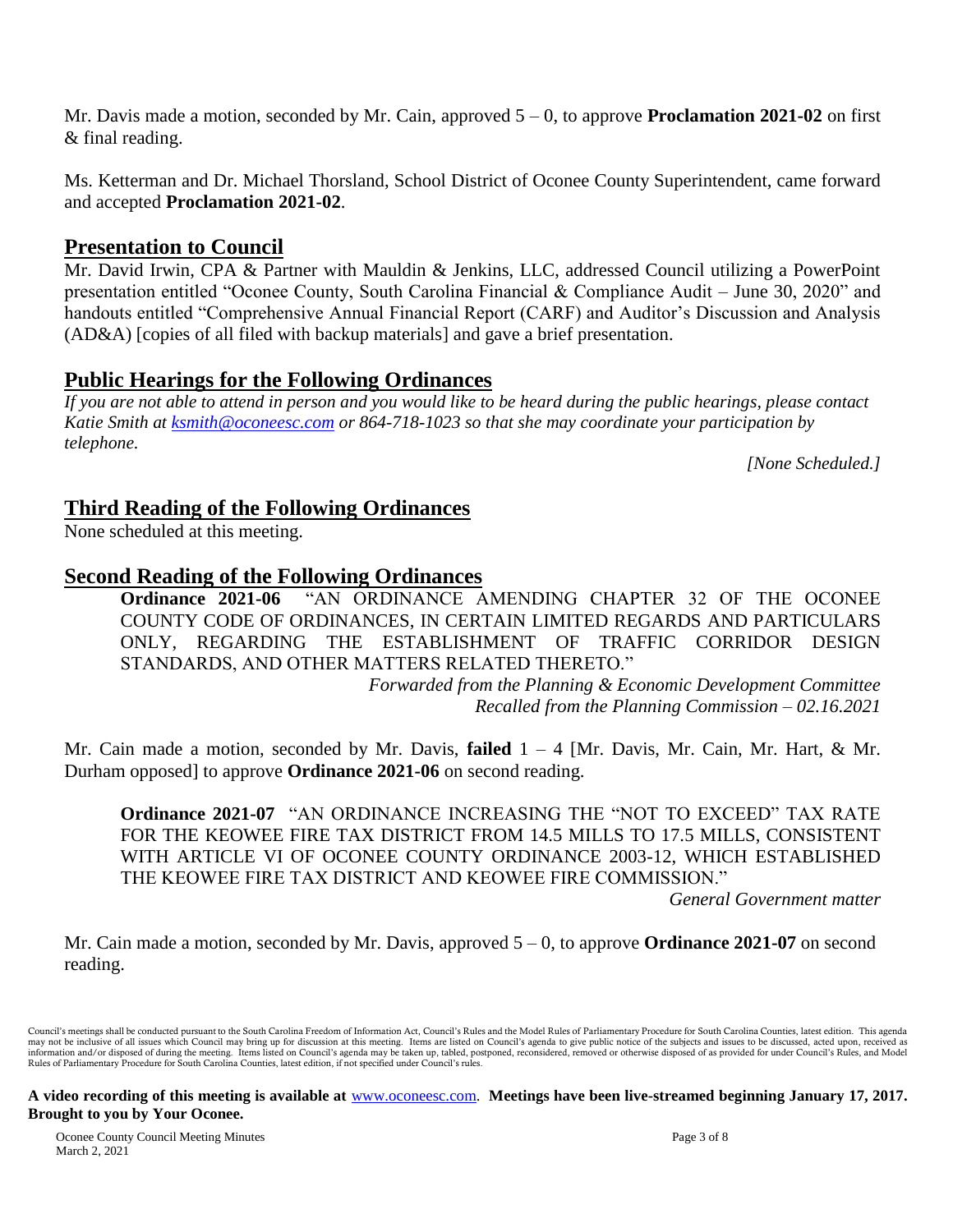Mr. Davis made a motion, seconded by Mr. Cain, approved 5 – 0, to approve **Proclamation 2021-02** on first & final reading.

Ms. Ketterman and Dr. Michael Thorsland, School District of Oconee County Superintendent, came forward and accepted **Proclamation 2021-02**.

## Presentation to Council

Mr. David Irwin, CPA & Partner with Mauldin & Jenkins, LLC, addressed Council utilizing a PowerPoint presentation entitled "Oconee County, South Carolina Financial & Compliance Audit – June 30, 2020" and handouts entitled "Comprehensive Annual Financial Report (CARF) and Auditor's Discussion and Analysis (AD&A) [copies of all filed with backup materials] and gave a brief presentation.

## Public Hearings for the Following Ordinances

*If you are not able to attend in person and you would like to be heard during the public hearings, please contact Katie Smith at ksmith@oconeesc.com or 864-718-1023 so that she may coordinate your participation by telephone.*

*[None Scheduled.]*

## Third Reading of the Following Ordinances

None scheduled at this meeting.

## Second Reading of the Following Ordinances

**Ordinance 2021-06** "AN ORDINANCE AMENDING CHAPTER 32 OF THE OCONEE COUNTY CODE OF ORDINANCES, IN CERTAIN LIMITED REGARDS AND PARTICULARS ONLY, REGARDING THE ESTABLISHMENT OF TRAFFIC CORRIDOR DESIGN STANDARDS, AND OTHER MATTERS RELATED THERETO."

*Forwarded from the Planning & Economic Development Committee*
*Recalled from the Planning Commission – 02.16.2021*

Mr. Cain made a motion, seconded by Mr. Davis, **failed** 1 – 4 [Mr. Davis, Mr. Cain, Mr. Hart, & Mr. Durham opposed] to approve **Ordinance 2021-06** on second reading.

**Ordinance 2021-07** "AN ORDINANCE INCREASING THE "NOT TO EXCEED" TAX RATE FOR THE KEOWEE FIRE TAX DISTRICT FROM 14.5 MILLS TO 17.5 MILLS, CONSISTENT WITH ARTICLE VI OF OCONEE COUNTY ORDINANCE 2003-12, WHICH ESTABLISHED THE KEOWEE FIRE TAX DISTRICT AND KEOWEE FIRE COMMISSION."

*General Government matter*

Mr. Cain made a motion, seconded by Mr. Davis, approved 5 – 0, to approve **Ordinance 2021-07** on second reading.

Council's meetings shall be conducted pursuant to the South Carolina Freedom of Information Act, Council's Rules and the Model Rules of Parliamentary Procedure for South Carolina Counties, latest edition. This agenda may not be inclusive of all issues which Council may bring up for discussion at this meeting. Items are listed on Council's agenda to give public notice of the subjects and issues to be discussed, acted upon, received as information and/or disposed of during the meeting. Items listed on Council's agenda may be taken up, tabled, postponed, reconsidered, removed or otherwise disposed of as provided for under Council's Rules, and Model Rules of Parliamentary Procedure for South Carolina Counties, latest edition, if not specified under Council's rules.

**A video recording of this meeting is available at** www.oconeesc.com. **Meetings have been live-streamed beginning January 17, 2017. Brought to you by Your Oconee.**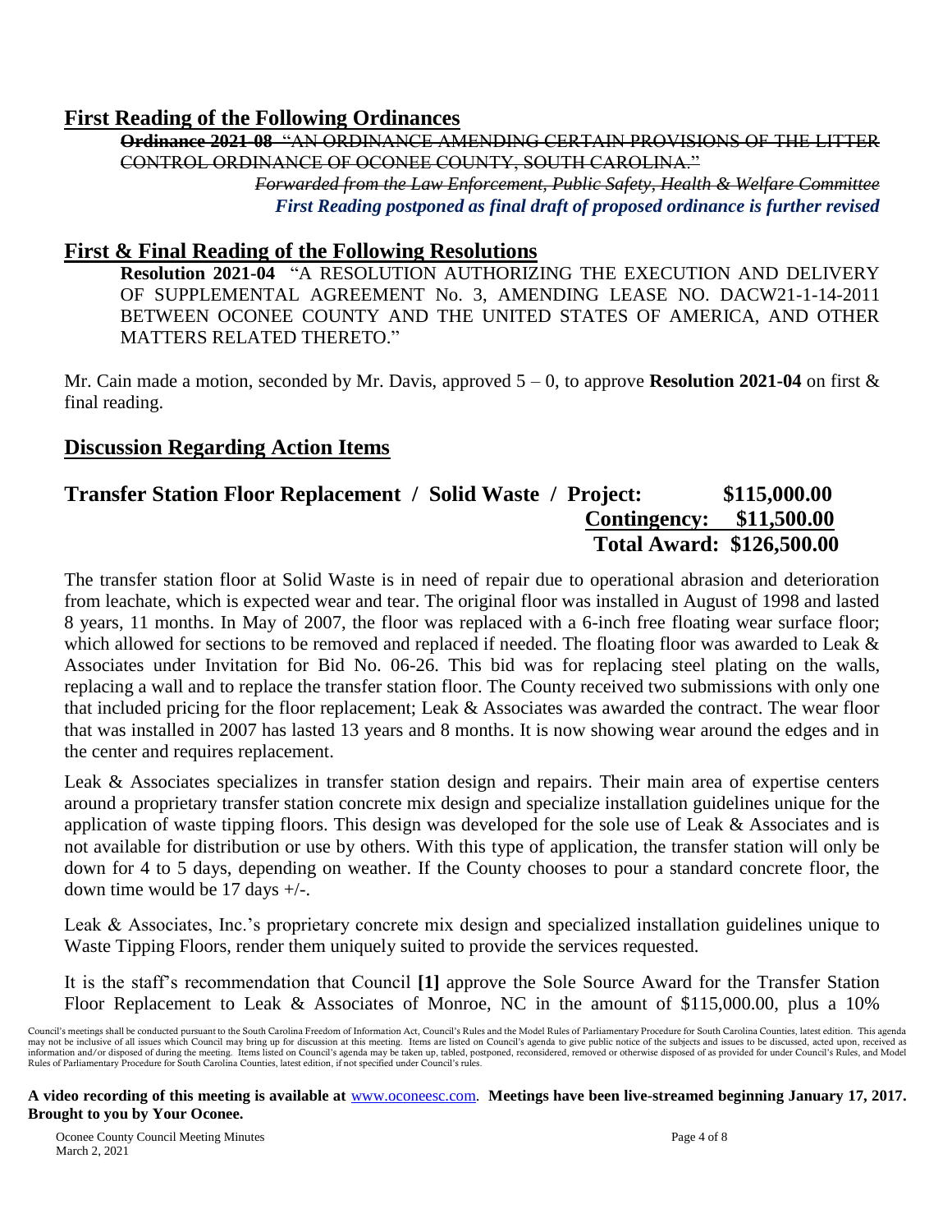## First Reading of the Following Ordinances

~~**Ordinance 2021-08** "AN ORDINANCE AMENDING CERTAIN PROVISIONS OF THE LITTER CONTROL ORDINANCE OF OCONEE COUNTY, SOUTH CAROLINA."~~

~~*Forwarded from the Law Enforcement, Public Safety, Health & Welfare Committee*~~

***First Reading postponed as final draft of proposed ordinance is further revised***

## First & Final Reading of the Following Resolutions

**Resolution 2021-04** "A RESOLUTION AUTHORIZING THE EXECUTION AND DELIVERY OF SUPPLEMENTAL AGREEMENT No. 3, AMENDING LEASE NO. DACW21-1-14-2011 BETWEEN OCONEE COUNTY AND THE UNITED STATES OF AMERICA, AND OTHER MATTERS RELATED THERETO."

Mr. Cain made a motion, seconded by Mr. Davis, approved 5 – 0, to approve **Resolution 2021-04** on first & final reading.

## Discussion Regarding Action Items

### Transfer Station Floor Replacement / Solid Waste / Project: $115,000.00

**Contingency: $11,500.00**

**Total Award: $126,500.00**

The transfer station floor at Solid Waste is in need of repair due to operational abrasion and deterioration from leachate, which is expected wear and tear. The original floor was installed in August of 1998 and lasted 8 years, 11 months. In May of 2007, the floor was replaced with a 6-inch free floating wear surface floor; which allowed for sections to be removed and replaced if needed. The floating floor was awarded to Leak & Associates under Invitation for Bid No. 06-26. This bid was for replacing steel plating on the walls, replacing a wall and to replace the transfer station floor. The County received two submissions with only one that included pricing for the floor replacement; Leak & Associates was awarded the contract. The wear floor that was installed in 2007 has lasted 13 years and 8 months. It is now showing wear around the edges and in the center and requires replacement.

Leak & Associates specializes in transfer station design and repairs. Their main area of expertise centers around a proprietary transfer station concrete mix design and specialize installation guidelines unique for the application of waste tipping floors. This design was developed for the sole use of Leak & Associates and is not available for distribution or use by others. With this type of application, the transfer station will only be down for 4 to 5 days, depending on weather. If the County chooses to pour a standard concrete floor, the down time would be 17 days +/-.

Leak & Associates, Inc.'s proprietary concrete mix design and specialized installation guidelines unique to Waste Tipping Floors, render them uniquely suited to provide the services requested.

It is the staff's recommendation that Council **[1]** approve the Sole Source Award for the Transfer Station Floor Replacement to Leak & Associates of Monroe, NC in the amount of $115,000.00, plus a 10%

Council's meetings shall be conducted pursuant to the South Carolina Freedom of Information Act, Council's Rules and the Model Rules of Parliamentary Procedure for South Carolina Counties, latest edition. This agenda may not be inclusive of all issues which Council may bring up for discussion at this meeting. Items are listed on Council's agenda to give public notice of the subjects and issues to be discussed, acted upon, received as information and/or disposed of during the meeting. Items listed on Council's agenda may be taken up, tabled, postponed, reconsidered, removed or otherwise disposed of as provided for under Council's Rules, and Model Rules of Parliamentary Procedure for South Carolina Counties, latest edition, if not specified under Council's rules.

**A video recording of this meeting is available at** www.oconeesc.com. **Meetings have been live-streamed beginning January 17, 2017. Brought to you by Your Oconee.**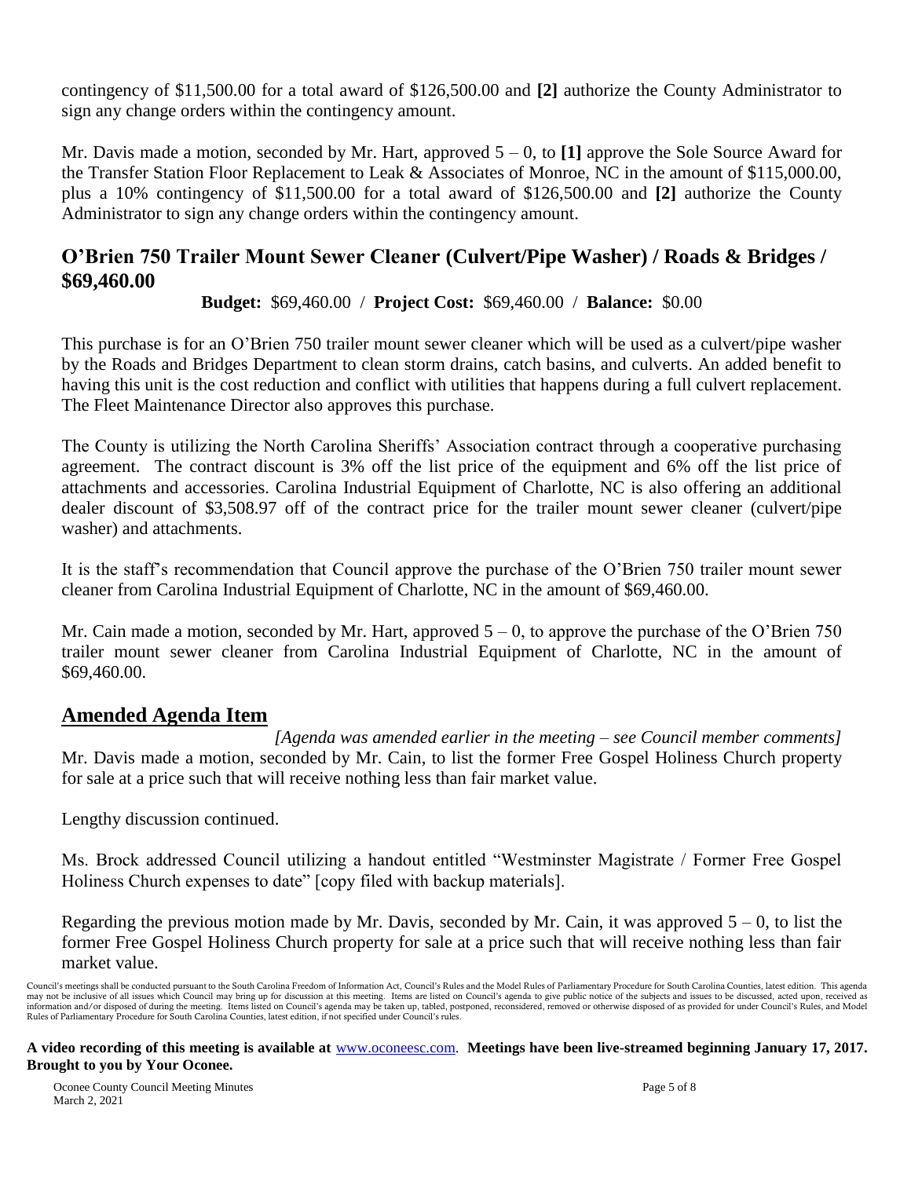contingency of $11,500.00 for a total award of $126,500.00 and **[2]** authorize the County Administrator to sign any change orders within the contingency amount.

Mr. Davis made a motion, seconded by Mr. Hart, approved 5 – 0, to **[1]** approve the Sole Source Award for the Transfer Station Floor Replacement to Leak & Associates of Monroe, NC in the amount of $115,000.00, plus a 10% contingency of $11,500.00 for a total award of $126,500.00 and **[2]** authorize the County Administrator to sign any change orders within the contingency amount.

## O'Brien 750 Trailer Mount Sewer Cleaner (Culvert/Pipe Washer) / Roads & Bridges / $69,460.00

**Budget:** $69,460.00 / **Project Cost:** $69,460.00 / **Balance:** $0.00

This purchase is for an O'Brien 750 trailer mount sewer cleaner which will be used as a culvert/pipe washer by the Roads and Bridges Department to clean storm drains, catch basins, and culverts. An added benefit to having this unit is the cost reduction and conflict with utilities that happens during a full culvert replacement. The Fleet Maintenance Director also approves this purchase.

The County is utilizing the North Carolina Sheriffs' Association contract through a cooperative purchasing agreement. The contract discount is 3% off the list price of the equipment and 6% off the list price of attachments and accessories. Carolina Industrial Equipment of Charlotte, NC is also offering an additional dealer discount of $3,508.97 off of the contract price for the trailer mount sewer cleaner (culvert/pipe washer) and attachments.

It is the staff's recommendation that Council approve the purchase of the O'Brien 750 trailer mount sewer cleaner from Carolina Industrial Equipment of Charlotte, NC in the amount of $69,460.00.

Mr. Cain made a motion, seconded by Mr. Hart, approved 5 – 0, to approve the purchase of the O'Brien 750 trailer mount sewer cleaner from Carolina Industrial Equipment of Charlotte, NC in the amount of $69,460.00.

## Amended Agenda Item

*[Agenda was amended earlier in the meeting – see Council member comments]*

Mr. Davis made a motion, seconded by Mr. Cain, to list the former Free Gospel Holiness Church property for sale at a price such that will receive nothing less than fair market value.

Lengthy discussion continued.

Ms. Brock addressed Council utilizing a handout entitled "Westminster Magistrate / Former Free Gospel Holiness Church expenses to date" [copy filed with backup materials].

Regarding the previous motion made by Mr. Davis, seconded by Mr. Cain, it was approved 5 – 0, to list the former Free Gospel Holiness Church property for sale at a price such that will receive nothing less than fair market value.

Council's meetings shall be conducted pursuant to the South Carolina Freedom of Information Act, Council's Rules and the Model Rules of Parliamentary Procedure for South Carolina Counties, latest edition. This agenda may not be inclusive of all issues which Council may bring up for discussion at this meeting. Items are listed on Council's agenda to give public notice of the subjects and issues to be discussed, acted upon, received as information and/or disposed of during the meeting. Items listed on Council's agenda may be taken up, tabled, postponed, reconsidered, removed or otherwise disposed of as provided for under Council's Rules, and Model Rules of Parliamentary Procedure for South Carolina Counties, latest edition, if not specified under Council's rules.

**A video recording of this meeting is available at** www.oconeesc.com. **Meetings have been live-streamed beginning January 17, 2017. Brought to you by Your Oconee.**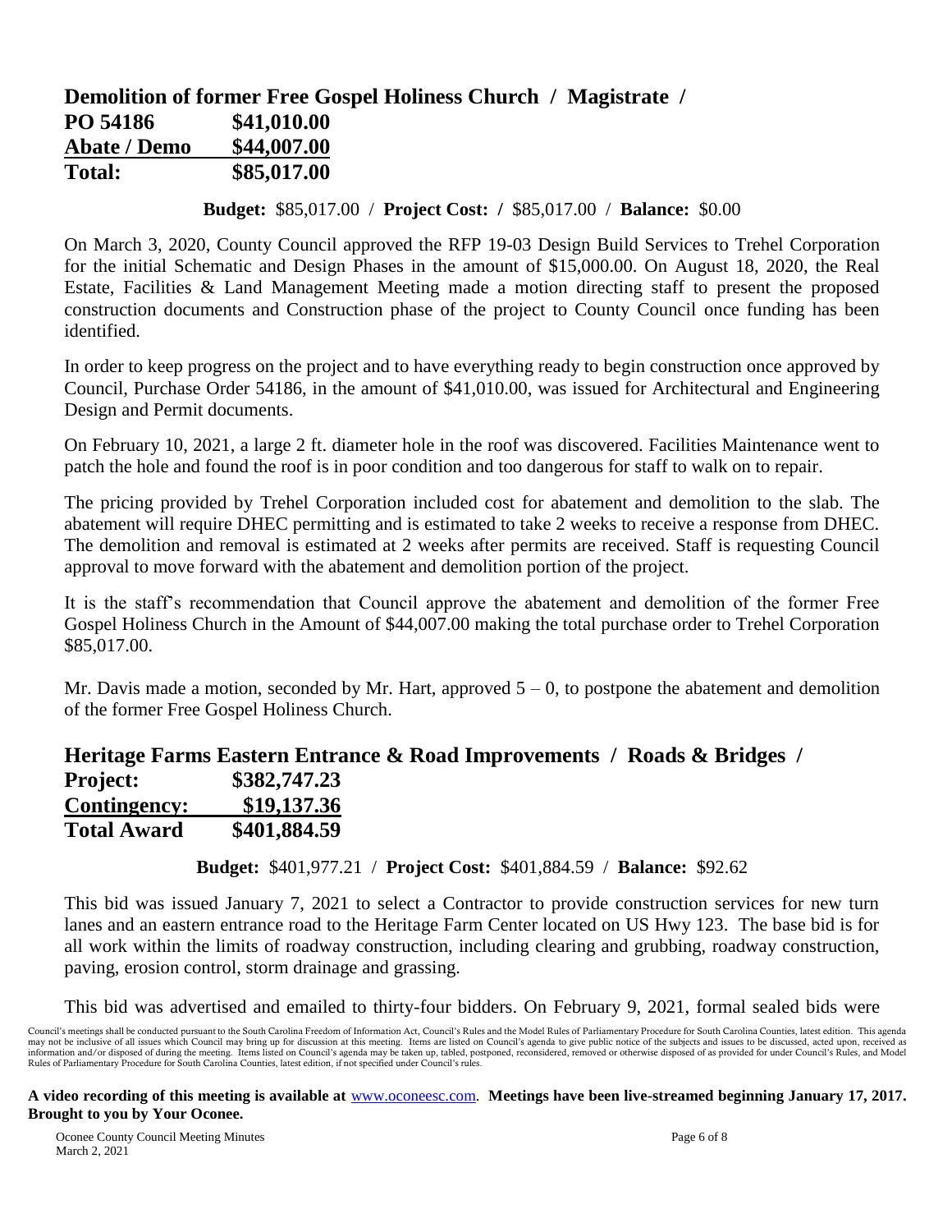## Demolition of former Free Gospel Holiness Church / Magistrate /

| | |
|---|---|
| **PO 54186** | **\$41,010.00** |
| **Abate / Demo** | **\$44,007.00** |
| **Total:** | **\$85,017.00** |

**Budget:** \$85,017.00 / **Project Cost: /** \$85,017.00 / **Balance:** \$0.00

On March 3, 2020, County Council approved the RFP 19-03 Design Build Services to Trehel Corporation for the initial Schematic and Design Phases in the amount of \$15,000.00. On August 18, 2020, the Real Estate, Facilities & Land Management Meeting made a motion directing staff to present the proposed construction documents and Construction phase of the project to County Council once funding has been identified.

In order to keep progress on the project and to have everything ready to begin construction once approved by Council, Purchase Order 54186, in the amount of \$41,010.00, was issued for Architectural and Engineering Design and Permit documents.

On February 10, 2021, a large 2 ft. diameter hole in the roof was discovered. Facilities Maintenance went to patch the hole and found the roof is in poor condition and too dangerous for staff to walk on to repair.

The pricing provided by Trehel Corporation included cost for abatement and demolition to the slab. The abatement will require DHEC permitting and is estimated to take 2 weeks to receive a response from DHEC. The demolition and removal is estimated at 2 weeks after permits are received. Staff is requesting Council approval to move forward with the abatement and demolition portion of the project.

It is the staff's recommendation that Council approve the abatement and demolition of the former Free Gospel Holiness Church in the Amount of \$44,007.00 making the total purchase order to Trehel Corporation \$85,017.00.

Mr. Davis made a motion, seconded by Mr. Hart, approved 5 – 0, to postpone the abatement and demolition of the former Free Gospel Holiness Church.

## Heritage Farms Eastern Entrance & Road Improvements / Roads & Bridges /

| | |
|---|---|
| **Project:** | **\$382,747.23** |
| **Contingency:** | **\$19,137.36** |
| **Total Award** | **\$401,884.59** |

**Budget:** \$401,977.21 / **Project Cost:** \$401,884.59 / **Balance:** \$92.62

This bid was issued January 7, 2021 to select a Contractor to provide construction services for new turn lanes and an eastern entrance road to the Heritage Farm Center located on US Hwy 123. The base bid is for all work within the limits of roadway construction, including clearing and grubbing, roadway construction, paving, erosion control, storm drainage and grassing.

This bid was advertised and emailed to thirty-four bidders. On February 9, 2021, formal sealed bids were

Council's meetings shall be conducted pursuant to the South Carolina Freedom of Information Act, Council's Rules and the Model Rules of Parliamentary Procedure for South Carolina Counties, latest edition. This agenda may not be inclusive of all issues which Council may bring up for discussion at this meeting. Items are listed on Council's agenda to give public notice of the subjects and issues to be discussed, acted upon, received as information and/or disposed of during the meeting. Items listed on Council's agenda may be taken up, tabled, postponed, reconsidered, removed or otherwise disposed of as provided for under Council's Rules, and Model Rules of Parliamentary Procedure for South Carolina Counties, latest edition, if not specified under Council's rules.

**A video recording of this meeting is available at** www.oconeesc.com. **Meetings have been live-streamed beginning January 17, 2017. Brought to you by Your Oconee.**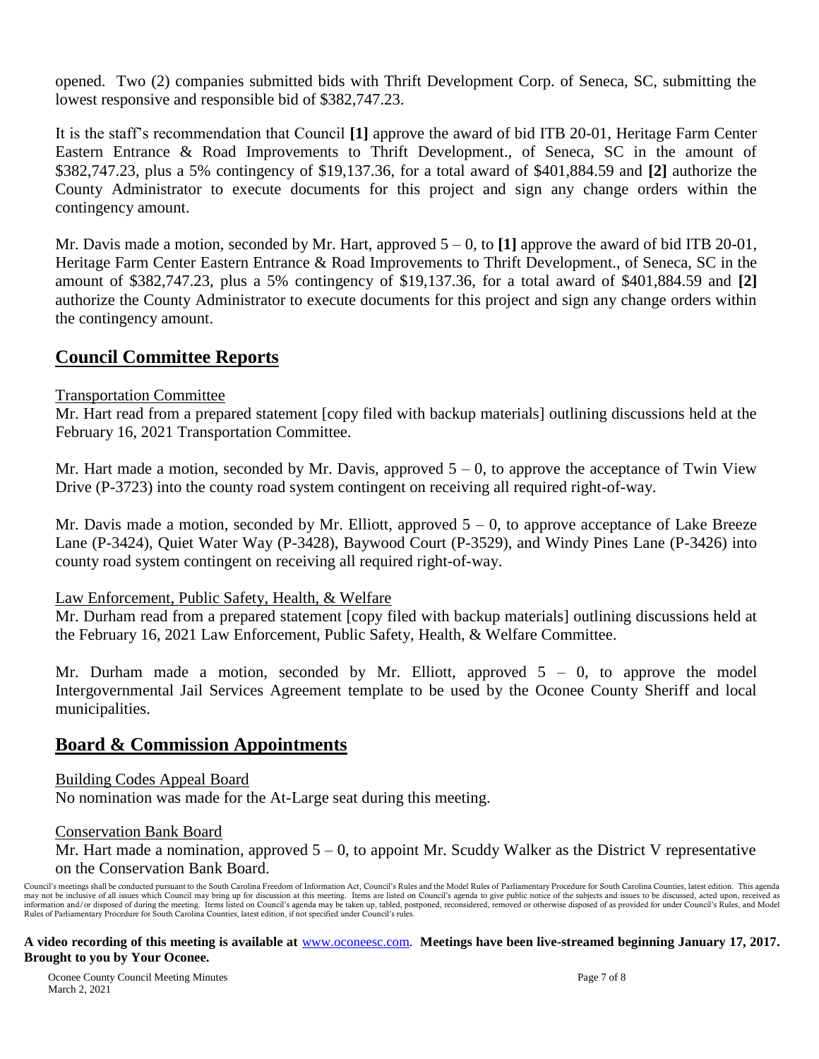opened. Two (2) companies submitted bids with Thrift Development Corp. of Seneca, SC, submitting the lowest responsive and responsible bid of $382,747.23.

It is the staff's recommendation that Council **[1]** approve the award of bid ITB 20-01, Heritage Farm Center Eastern Entrance & Road Improvements to Thrift Development., of Seneca, SC in the amount of $382,747.23, plus a 5% contingency of $19,137.36, for a total award of $401,884.59 and **[2]** authorize the County Administrator to execute documents for this project and sign any change orders within the contingency amount.

Mr. Davis made a motion, seconded by Mr. Hart, approved 5 – 0, to **[1]** approve the award of bid ITB 20-01, Heritage Farm Center Eastern Entrance & Road Improvements to Thrift Development., of Seneca, SC in the amount of $382,747.23, plus a 5% contingency of $19,137.36, for a total award of $401,884.59 and **[2]** authorize the County Administrator to execute documents for this project and sign any change orders within the contingency amount.

## Council Committee Reports

Transportation Committee

Mr. Hart read from a prepared statement [copy filed with backup materials] outlining discussions held at the February 16, 2021 Transportation Committee.

Mr. Hart made a motion, seconded by Mr. Davis, approved 5 – 0, to approve the acceptance of Twin View Drive (P-3723) into the county road system contingent on receiving all required right-of-way.

Mr. Davis made a motion, seconded by Mr. Elliott, approved 5 – 0, to approve acceptance of Lake Breeze Lane (P-3424), Quiet Water Way (P-3428), Baywood Court (P-3529), and Windy Pines Lane (P-3426) into county road system contingent on receiving all required right-of-way.

Law Enforcement, Public Safety, Health, & Welfare

Mr. Durham read from a prepared statement [copy filed with backup materials] outlining discussions held at the February 16, 2021 Law Enforcement, Public Safety, Health, & Welfare Committee.

Mr. Durham made a motion, seconded by Mr. Elliott, approved 5 – 0, to approve the model Intergovernmental Jail Services Agreement template to be used by the Oconee County Sheriff and local municipalities.

## Board & Commission Appointments

Building Codes Appeal Board

No nomination was made for the At-Large seat during this meeting.

Conservation Bank Board

Mr. Hart made a nomination, approved 5 – 0, to appoint Mr. Scuddy Walker as the District V representative on the Conservation Bank Board.

Council's meetings shall be conducted pursuant to the South Carolina Freedom of Information Act, Council's Rules and the Model Rules of Parliamentary Procedure for South Carolina Counties, latest edition. This agenda may not be inclusive of all issues which Council may bring up for discussion at this meeting. Items are listed on Council's agenda to give public notice of the subjects and issues to be discussed, acted upon, received as information and/or disposed of during the meeting. Items listed on Council's agenda may be taken up, tabled, postponed, reconsidered, removed or otherwise disposed of as provided for under Council's Rules, and Model Rules of Parliamentary Procedure for South Carolina Counties, latest edition, if not specified under Council's rules.

**A video recording of this meeting is available at** www.oconeesc.com. **Meetings have been live-streamed beginning January 17, 2017. Brought to you by Your Oconee.**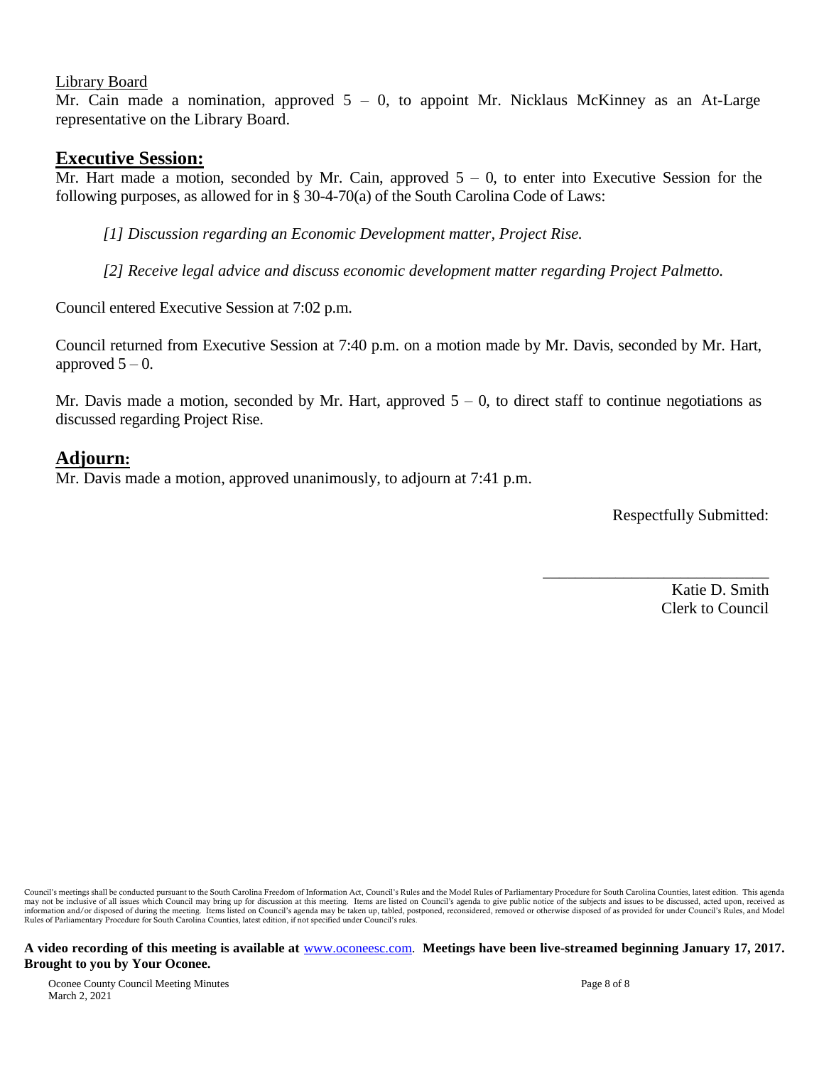Library Board

Mr. Cain made a nomination, approved 5 – 0, to appoint Mr. Nicklaus McKinney as an At-Large representative on the Library Board.

## Executive Session:

Mr. Hart made a motion, seconded by Mr. Cain, approved 5 – 0, to enter into Executive Session for the following purposes, as allowed for in § 30-4-70(a) of the South Carolina Code of Laws:

*[1] Discussion regarding an Economic Development matter, Project Rise.*

*[2] Receive legal advice and discuss economic development matter regarding Project Palmetto.*

Council entered Executive Session at 7:02 p.m.

Council returned from Executive Session at 7:40 p.m. on a motion made by Mr. Davis, seconded by Mr. Hart, approved 5 – 0.

Mr. Davis made a motion, seconded by Mr. Hart, approved 5 – 0, to direct staff to continue negotiations as discussed regarding Project Rise.

## Adjourn:

Mr. Davis made a motion, approved unanimously, to adjourn at 7:41 p.m.

Respectfully Submitted:

\_\_\_\_\_\_\_\_\_\_\_\_\_\_\_\_\_\_\_\_\_\_\_\_\_\_\_\_\_\_

Katie D. Smith
Clerk to Council

Council's meetings shall be conducted pursuant to the South Carolina Freedom of Information Act, Council's Rules and the Model Rules of Parliamentary Procedure for South Carolina Counties, latest edition. This agenda may not be inclusive of all issues which Council may bring up for discussion at this meeting. Items are listed on Council's agenda to give public notice of the subjects and issues to be discussed, acted upon, received as information and/or disposed of during the meeting. Items listed on Council's agenda may be taken up, tabled, postponed, reconsidered, removed or otherwise disposed of as provided for under Council's Rules, and Model Rules of Parliamentary Procedure for South Carolina Counties, latest edition, if not specified under Council's rules.

**A video recording of this meeting is available at** www.oconeesc.com. **Meetings have been live-streamed beginning January 17, 2017. Brought to you by Your Oconee.**

Oconee County Council Meeting Minutes
March 2, 2021